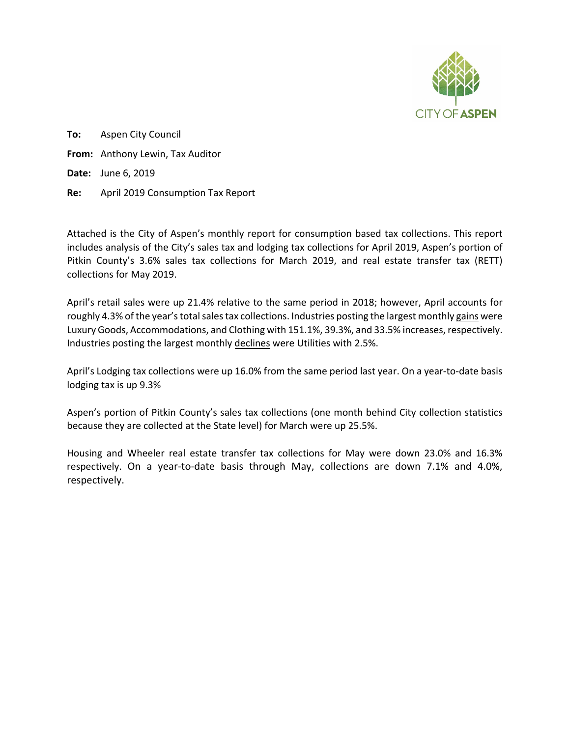CITY OF ASPEN

**To:** Aspen City Council

**From:** Anthony Lewin, Tax Auditor

**Date:** June 6, 2019

**Re:** April 2019 Consumption Tax Report

Attached is the City of Aspen's monthly report for consumption based tax collections. This report includes analysis of the City's sales tax and lodging tax collections for April 2019, Aspen's portion of Pitkin County's 3.6% sales tax collections for March 2019, and real estate transfer tax (RETT) collections for May 2019.

April's retail sales were up 21.4% relative to the same period in 2018; however, April accounts for roughly 4.3% of the year's total sales tax collections. Industries posting the largest monthly gains were Luxury Goods, Accommodations, and Clothing with 151.1%, 39.3%, and 33.5% increases, respectively. Industries posting the largest monthly declines were Utilities with 2.5%.

April's Lodging tax collections were up 16.0% from the same period last year. On a year-to-date basis lodging tax is up 9.3%

Aspen's portion of Pitkin County's sales tax collections (one month behind City collection statistics because they are collected at the State level) for March were up 25.5%.

Housing and Wheeler real estate transfer tax collections for May were down 23.0% and 16.3% respectively. On a year-to-date basis through May, collections are down 7.1% and 4.0%, respectively.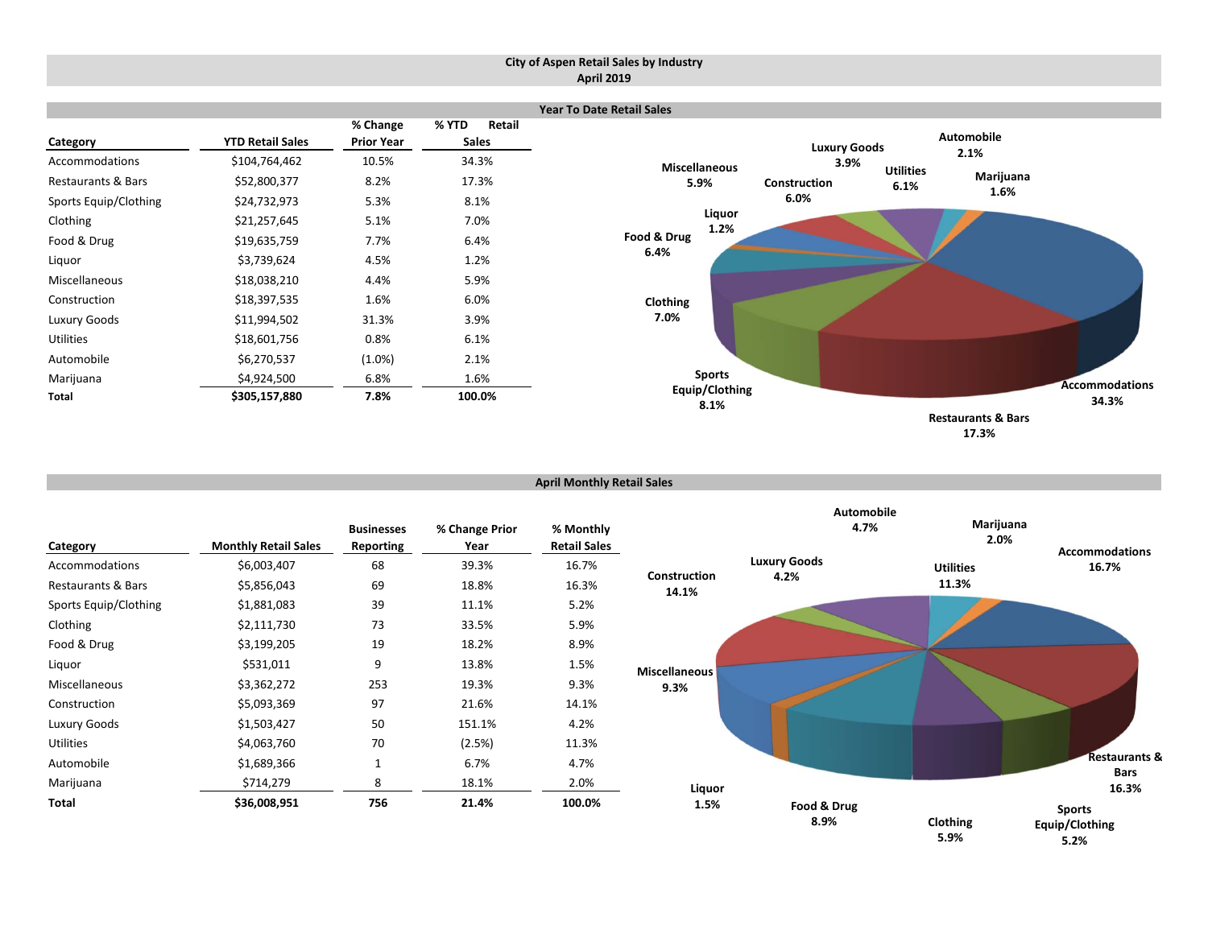# City of Aspen Retail Sales by Industry
## April 2019

### Year To Date Retail Sales

| Category | YTD Retail Sales | % Change Prior Year | % YTD Retail Sales |
|---|---|---|---|
| Accommodations | $104,764,462 | 10.5% | 34.3% |
| Restaurants & Bars | $52,800,377 | 8.2% | 17.3% |
| Sports Equip/Clothing | $24,732,973 | 5.3% | 8.1% |
| Clothing | $21,257,645 | 5.1% | 7.0% |
| Food & Drug | $19,635,759 | 7.7% | 6.4% |
| Liquor | $3,739,624 | 4.5% | 1.2% |
| Miscellaneous | $18,038,210 | 4.4% | 5.9% |
| Construction | $18,397,535 | 1.6% | 6.0% |
| Luxury Goods | $11,994,502 | 31.3% | 3.9% |
| Utilities | $18,601,756 | 0.8% | 6.1% |
| Automobile | $6,270,537 | (1.0%) | 2.1% |
| Marijuana | $4,924,500 | 6.8% | 1.6% |
| **Total** | **$305,157,880** | **7.8%** | **100.0%** |

Accommodations 34.3%, Restaurants & Bars 17.3%, Sports Equip/Clothing 8.1%, Clothing 7.0%, Food & Drug 6.4%, Liquor 1.2%, Miscellaneous 5.9%, Construction 6.0%, Luxury Goods 3.9%, Utilities 6.1%, Automobile 2.1%, Marijuana 1.6%

### April Monthly Retail Sales

| Category | Monthly Retail Sales | Businesses Reporting | % Change Prior Year | % Monthly Retail Sales |
|---|---|---|---|---|
| Accommodations | $6,003,407 | 68 | 39.3% | 16.7% |
| Restaurants & Bars | $5,856,043 | 69 | 18.8% | 16.3% |
| Sports Equip/Clothing | $1,881,083 | 39 | 11.1% | 5.2% |
| Clothing | $2,111,730 | 73 | 33.5% | 5.9% |
| Food & Drug | $3,199,205 | 19 | 18.2% | 8.9% |
| Liquor | $531,011 | 9 | 13.8% | 1.5% |
| Miscellaneous | $3,362,272 | 253 | 19.3% | 9.3% |
| Construction | $5,093,369 | 97 | 21.6% | 14.1% |
| Luxury Goods | $1,503,427 | 50 | 151.1% | 4.2% |
| Utilities | $4,063,760 | 70 | (2.5%) | 11.3% |
| Automobile | $1,689,366 | 1 | 6.7% | 4.7% |
| Marijuana | $714,279 | 8 | 18.1% | 2.0% |
| **Total** | **$36,008,951** | **756** | **21.4%** | **100.0%** |

Accommodations 16.7%, Restaurants & Bars 16.3%, Sports Equip/Clothing 5.2%, Clothing 5.9%, Food & Drug 8.9%, Liquor 1.5%, Miscellaneous 9.3%, Construction 14.1%, Luxury Goods 4.2%, Utilities 11.3%, Automobile 4.7%, Marijuana 2.0%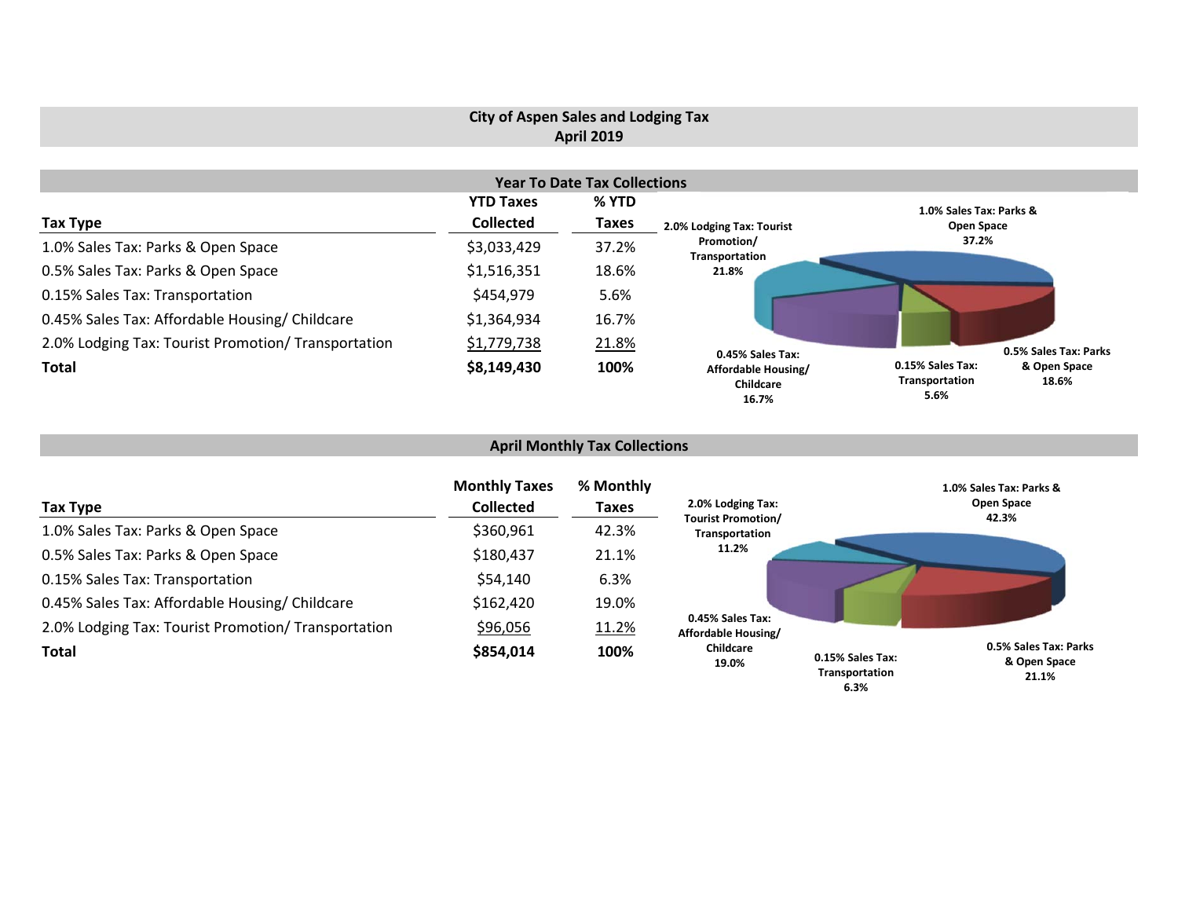# City of Aspen Sales and Lodging Tax
## April 2019

### Year To Date Tax Collections

| Tax Type | YTD Taxes Collected | % YTD Taxes |
|---|---|---|
| 1.0% Sales Tax: Parks & Open Space | $3,033,429 | 37.2% |
| 0.5% Sales Tax: Parks & Open Space | $1,516,351 | 18.6% |
| 0.15% Sales Tax: Transportation | $454,979 | 5.6% |
| 0.45% Sales Tax: Affordable Housing/ Childcare | $1,364,934 | 16.7% |
| 2.0% Lodging Tax: Tourist Promotion/ Transportation | $1,779,738 | 21.8% |
| **Total** | **$8,149,430** | **100%** |

1.0% Sales Tax: Parks & Open Space 37.2%
2.0% Lodging Tax: Tourist Promotion/ Transportation 21.8%
0.45% Sales Tax: Affordable Housing/ Childcare 16.7%
0.15% Sales Tax: Transportation 5.6%
0.5% Sales Tax: Parks & Open Space 18.6%

### April Monthly Tax Collections

| Tax Type | Monthly Taxes Collected | % Monthly Taxes |
|---|---|---|
| 1.0% Sales Tax: Parks & Open Space | $360,961 | 42.3% |
| 0.5% Sales Tax: Parks & Open Space | $180,437 | 21.1% |
| 0.15% Sales Tax: Transportation | $54,140 | 6.3% |
| 0.45% Sales Tax: Affordable Housing/ Childcare | $162,420 | 19.0% |
| 2.0% Lodging Tax: Tourist Promotion/ Transportation | $96,056 | 11.2% |
| **Total** | **$854,014** | **100%** |

1.0% Sales Tax: Parks & Open Space 42.3%
2.0% Lodging Tax: Tourist Promotion/ Transportation 11.2%
0.45% Sales Tax: Affordable Housing/ Childcare 19.0%
0.15% Sales Tax: Transportation 6.3%
0.5% Sales Tax: Parks & Open Space 21.1%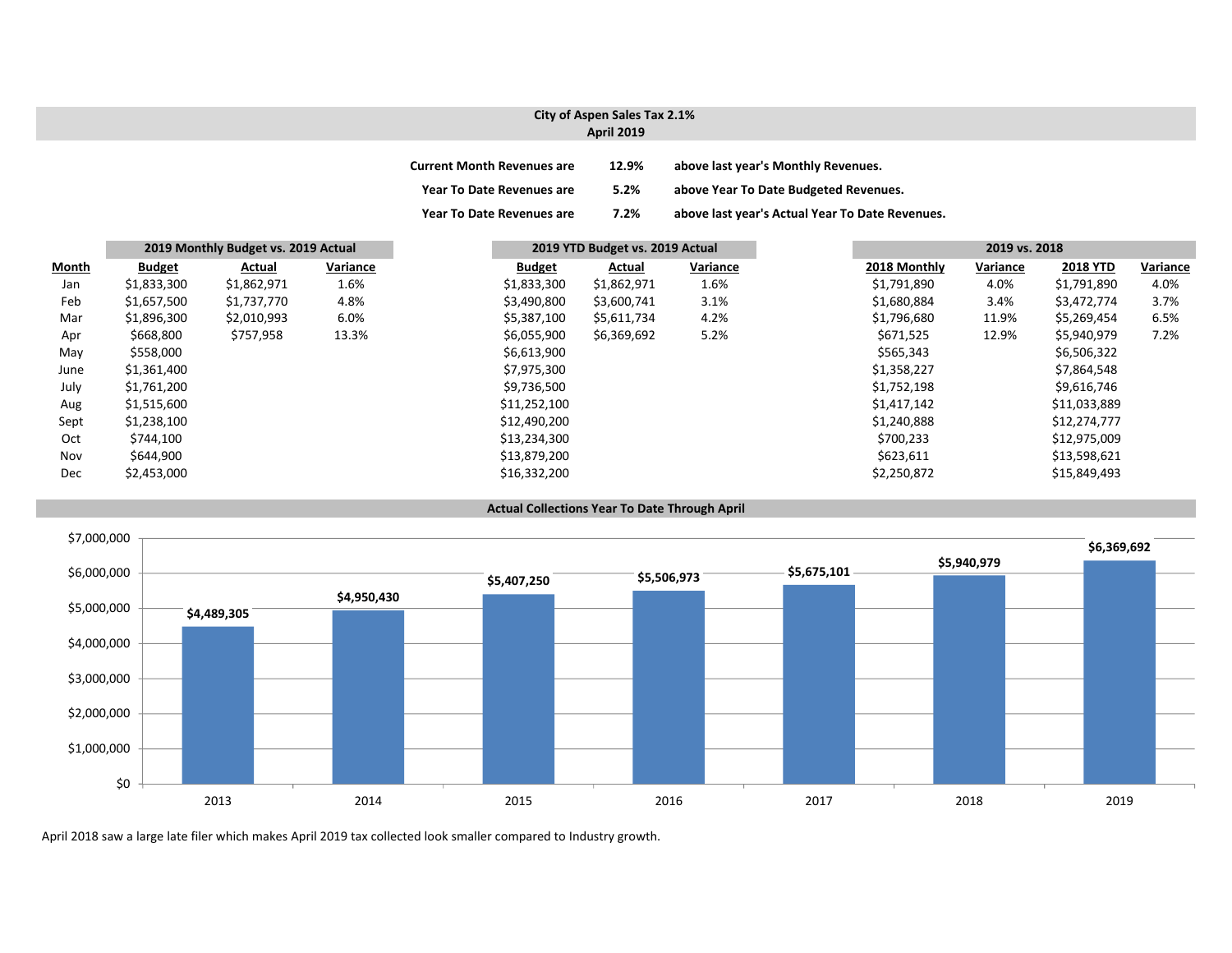## City of Aspen Sales Tax 2.1%
## April 2019

| | | |
|---|---|---|
| **Current Month Revenues are** | **12.9%** | **above last year's Monthly Revenues.** |
| **Year To Date Revenues are** | **5.2%** | **above Year To Date Budgeted Revenues.** |
| **Year To Date Revenues are** | **7.2%** | **above last year's Actual Year To Date Revenues.** |

| | 2019 Monthly Budget vs. 2019 Actual | | | 2019 YTD Budget vs. 2019 Actual | | | 2019 vs. 2018 | | | |
|---|---|---|---|---|---|---|---|---|---|---|
| **Month** | **Budget** | **Actual** | **Variance** | **Budget** | **Actual** | **Variance** | **2018 Monthly** | **Variance** | **2018 YTD** | **Variance** |
| Jan | $1,833,300 | $1,862,971 | 1.6% | $1,833,300 | $1,862,971 | 1.6% | $1,791,890 | 4.0% | $1,791,890 | 4.0% |
| Feb | $1,657,500 | $1,737,770 | 4.8% | $3,490,800 | $3,600,741 | 3.1% | $1,680,884 | 3.4% | $3,472,774 | 3.7% |
| Mar | $1,896,300 | $2,010,993 | 6.0% | $5,387,100 | $5,611,734 | 4.2% | $1,796,680 | 11.9% | $5,269,454 | 6.5% |
| Apr | $668,800 | $757,958 | 13.3% | $6,055,900 | $6,369,692 | 5.2% | $671,525 | 12.9% | $5,940,979 | 7.2% |
| May | $558,000 | | | $6,613,900 | | | $565,343 | | $6,506,322 | |
| June | $1,361,400 | | | $7,975,300 | | | $1,358,227 | | $7,864,548 | |
| July | $1,761,200 | | | $9,736,500 | | | $1,752,198 | | $9,616,746 | |
| Aug | $1,515,600 | | | $11,252,100 | | | $1,417,142 | | $11,033,889 | |
| Sept | $1,238,100 | | | $12,490,200 | | | $1,240,888 | | $12,274,777 | |
| Oct | $744,100 | | | $13,234,300 | | | $700,233 | | $12,975,009 | |
| Nov | $644,900 | | | $13,879,200 | | | $623,611 | | $13,598,621 | |
| Dec | $2,453,000 | | | $16,332,200 | | | $2,250,872 | | $15,849,493 | |

### Actual Collections Year To Date Through April

| Year | Collections |
|---|---|
| 2013 | $4,489,305 |
| 2014 | $4,950,430 |
| 2015 | $5,407,250 |
| 2016 | $5,506,973 |
| 2017 | $5,675,101 |
| 2018 | $5,940,979 |
| 2019 | $6,369,692 |

April 2018 saw a large late filer which makes April 2019 tax collected look smaller compared to Industry growth.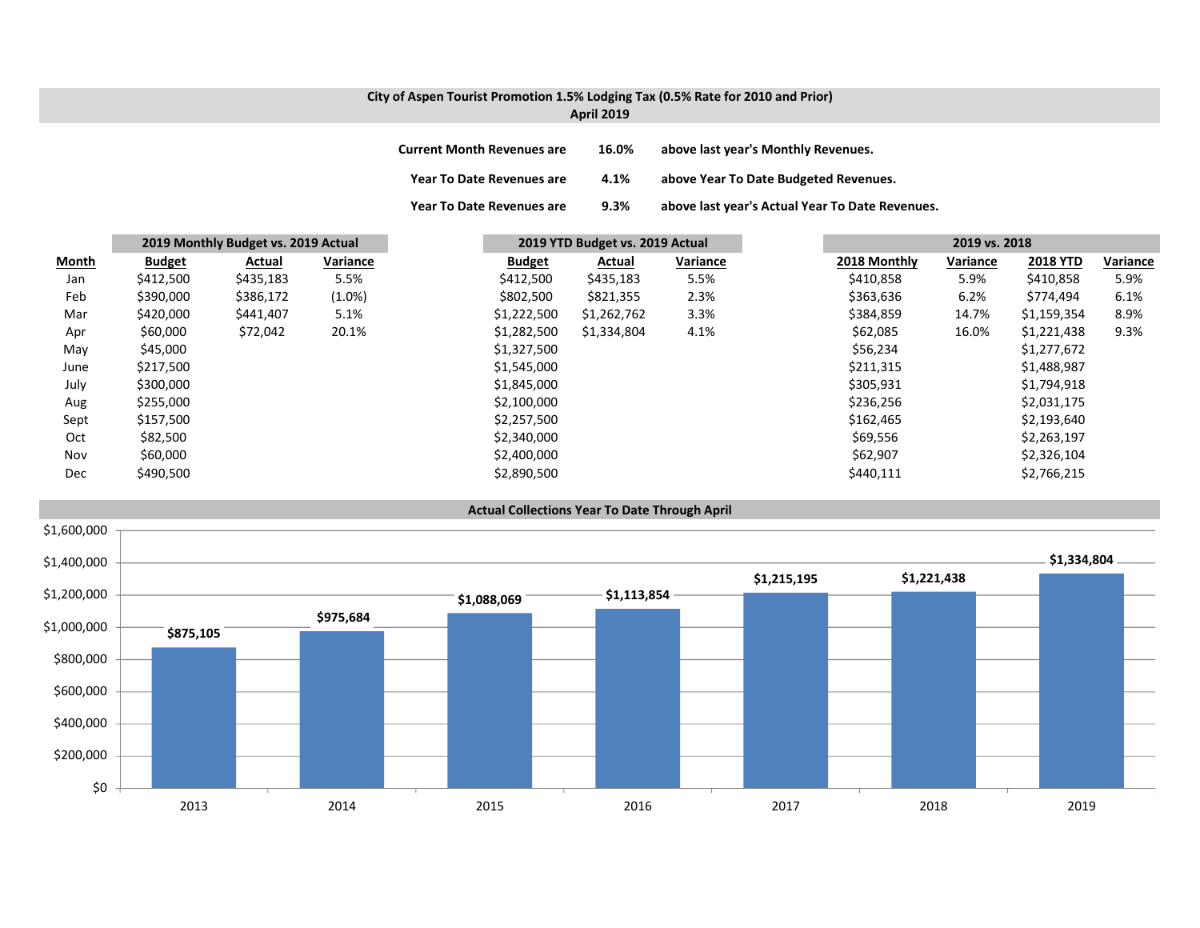# City of Aspen Tourist Promotion 1.5% Lodging Tax (0.5% Rate for 2010 and Prior)

## April 2019

| | | |
|---|---|---|
| **Current Month Revenues are** | **16.0%** | **above last year's Monthly Revenues.** |
| **Year To Date Revenues are** | **4.1%** | **above Year To Date Budgeted Revenues.** |
| **Year To Date Revenues are** | **9.3%** | **above last year's Actual Year To Date Revenues.** |

| | 2019 Monthly Budget vs. 2019 Actual | | | 2019 YTD Budget vs. 2019 Actual | | | 2019 vs. 2018 | | | |
|---|---|---|---|---|---|---|---|---|---|---|
| **Month** | **Budget** | **Actual** | **Variance** | **Budget** | **Actual** | **Variance** | **2018 Monthly** | **Variance** | **2018 YTD** | **Variance** |
| Jan | $412,500 | $435,183 | 5.5% | $412,500 | $435,183 | 5.5% | $410,858 | 5.9% | $410,858 | 5.9% |
| Feb | $390,000 | $386,172 | (1.0%) | $802,500 | $821,355 | 2.3% | $363,636 | 6.2% | $774,494 | 6.1% |
| Mar | $420,000 | $441,407 | 5.1% | $1,222,500 | $1,262,762 | 3.3% | $384,859 | 14.7% | $1,159,354 | 8.9% |
| Apr | $60,000 | $72,042 | 20.1% | $1,282,500 | $1,334,804 | 4.1% | $62,085 | 16.0% | $1,221,438 | 9.3% |
| May | $45,000 | | | $1,327,500 | | | $56,234 | | $1,277,672 | |
| June | $217,500 | | | $1,545,000 | | | $211,315 | | $1,488,987 | |
| July | $300,000 | | | $1,845,000 | | | $305,931 | | $1,794,918 | |
| Aug | $255,000 | | | $2,100,000 | | | $236,256 | | $2,031,175 | |
| Sept | $157,500 | | | $2,257,500 | | | $162,465 | | $2,193,640 | |
| Oct | $82,500 | | | $2,340,000 | | | $69,556 | | $2,263,197 | |
| Nov | $60,000 | | | $2,400,000 | | | $62,907 | | $2,326,104 | |
| Dec | $490,500 | | | $2,890,500 | | | $440,111 | | $2,766,215 | |

## Actual Collections Year To Date Through April

| Year | Collections |
|---|---|
| 2013 | $875,105 |
| 2014 | $975,684 |
| 2015 | $1,088,069 |
| 2016 | $1,113,854 |
| 2017 | $1,215,195 |
| 2018 | $1,221,438 |
| 2019 | $1,334,804 |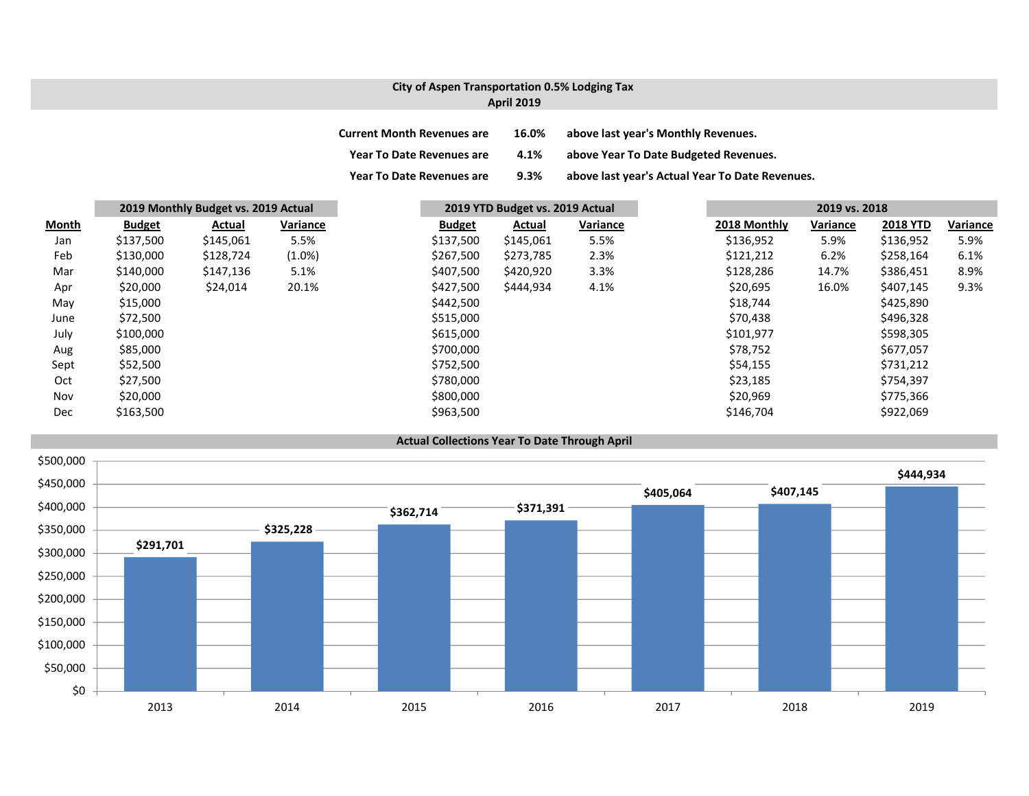## City of Aspen Transportation 0.5% Lodging Tax
### April 2019

**Current Month Revenues are 16.0% above last year's Monthly Revenues.**

**Year To Date Revenues are 4.1% above Year To Date Budgeted Revenues.**

**Year To Date Revenues are 9.3% above last year's Actual Year To Date Revenues.**

| | 2019 Monthly Budget vs. 2019 Actual | | | 2019 YTD Budget vs. 2019 Actual | | | 2019 vs. 2018 | | | |
|---|---|---|---|---|---|---|---|---|---|---|
| **Month** | **Budget** | **Actual** | **Variance** | **Budget** | **Actual** | **Variance** | **2018 Monthly** | **Variance** | **2018 YTD** | **Variance** |
| Jan | $137,500 | $145,061 | 5.5% | $137,500 | $145,061 | 5.5% | $136,952 | 5.9% | $136,952 | 5.9% |
| Feb | $130,000 | $128,724 | (1.0%) | $267,500 | $273,785 | 2.3% | $121,212 | 6.2% | $258,164 | 6.1% |
| Mar | $140,000 | $147,136 | 5.1% | $407,500 | $420,920 | 3.3% | $128,286 | 14.7% | $386,451 | 8.9% |
| Apr | $20,000 | $24,014 | 20.1% | $427,500 | $444,934 | 4.1% | $20,695 | 16.0% | $407,145 | 9.3% |
| May | $15,000 | | | $442,500 | | | $18,744 | | $425,890 | |
| June | $72,500 | | | $515,000 | | | $70,438 | | $496,328 | |
| July | $100,000 | | | $615,000 | | | $101,977 | | $598,305 | |
| Aug | $85,000 | | | $700,000 | | | $78,752 | | $677,057 | |
| Sept | $52,500 | | | $752,500 | | | $54,155 | | $731,212 | |
| Oct | $27,500 | | | $780,000 | | | $23,185 | | $754,397 | |
| Nov | $20,000 | | | $800,000 | | | $20,969 | | $775,366 | |
| Dec | $163,500 | | | $963,500 | | | $146,704 | | $922,069 | |

### Actual Collections Year To Date Through April

| Year | Amount |
|---|---|
| 2013 | $291,701 |
| 2014 | $325,228 |
| 2015 | $362,714 |
| 2016 | $371,391 |
| 2017 | $405,064 |
| 2018 | $407,145 |
| 2019 | $444,934 |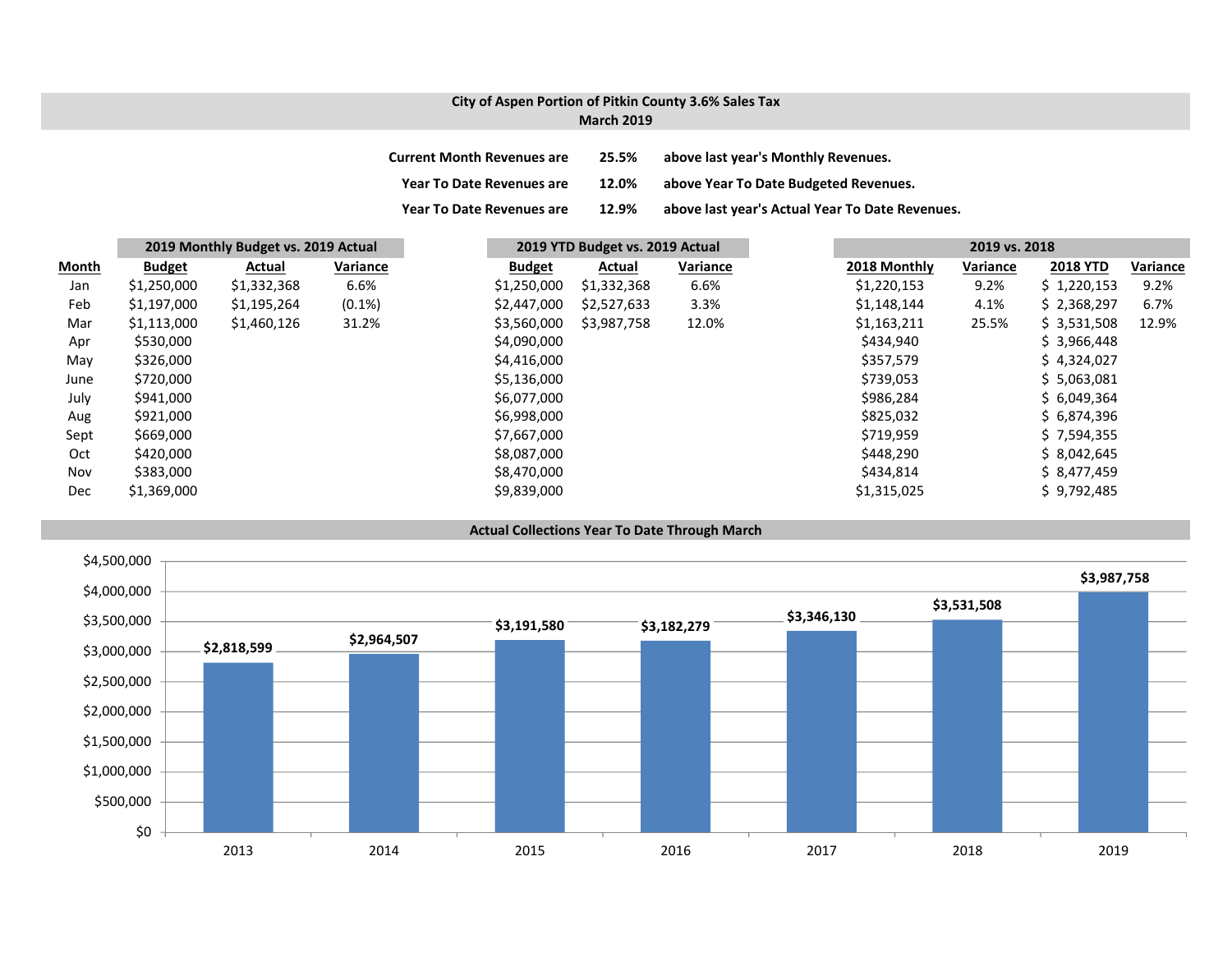# City of Aspen Portion of Pitkin County 3.6% Sales Tax
## March 2019

**Current Month Revenues are 25.5% above last year's Monthly Revenues.**

**Year To Date Revenues are 12.0% above Year To Date Budgeted Revenues.**

**Year To Date Revenues are 12.9% above last year's Actual Year To Date Revenues.**

| | 2019 Monthly Budget vs. 2019 Actual | | | 2019 YTD Budget vs. 2019 Actual | | | 2019 vs. 2018 | | | |
|---|---|---|---|---|---|---|---|---|---|---|
| **Month** | **Budget** | **Actual** | **Variance** | **Budget** | **Actual** | **Variance** | **2018 Monthly** | **Variance** | **2018 YTD** | **Variance** |
| Jan | $1,250,000 | $1,332,368 | 6.6% | $1,250,000 | $1,332,368 | 6.6% | $1,220,153 | 9.2% | $ 1,220,153 | 9.2% |
| Feb | $1,197,000 | $1,195,264 | (0.1%) | $2,447,000 | $2,527,633 | 3.3% | $1,148,144 | 4.1% | $ 2,368,297 | 6.7% |
| Mar | $1,113,000 | $1,460,126 | 31.2% | $3,560,000 | $3,987,758 | 12.0% | $1,163,211 | 25.5% | $ 3,531,508 | 12.9% |
| Apr | $530,000 | | | $4,090,000 | | | $434,940 | | $ 3,966,448 | |
| May | $326,000 | | | $4,416,000 | | | $357,579 | | $ 4,324,027 | |
| June | $720,000 | | | $5,136,000 | | | $739,053 | | $ 5,063,081 | |
| July | $941,000 | | | $6,077,000 | | | $986,284 | | $ 6,049,364 | |
| Aug | $921,000 | | | $6,998,000 | | | $825,032 | | $ 6,874,396 | |
| Sept | $669,000 | | | $7,667,000 | | | $719,959 | | $ 7,594,355 | |
| Oct | $420,000 | | | $8,087,000 | | | $448,290 | | $ 8,042,645 | |
| Nov | $383,000 | | | $8,470,000 | | | $434,814 | | $ 8,477,459 | |
| Dec | $1,369,000 | | | $9,839,000 | | | $1,315,025 | | $ 9,792,485 | |

## Actual Collections Year To Date Through March

| Year | Collections |
|---|---|
| 2013 | $2,818,599 |
| 2014 | $2,964,507 |
| 2015 | $3,191,580 |
| 2016 | $3,182,279 |
| 2017 | $3,346,130 |
| 2018 | $3,531,508 |
| 2019 | $3,987,758 |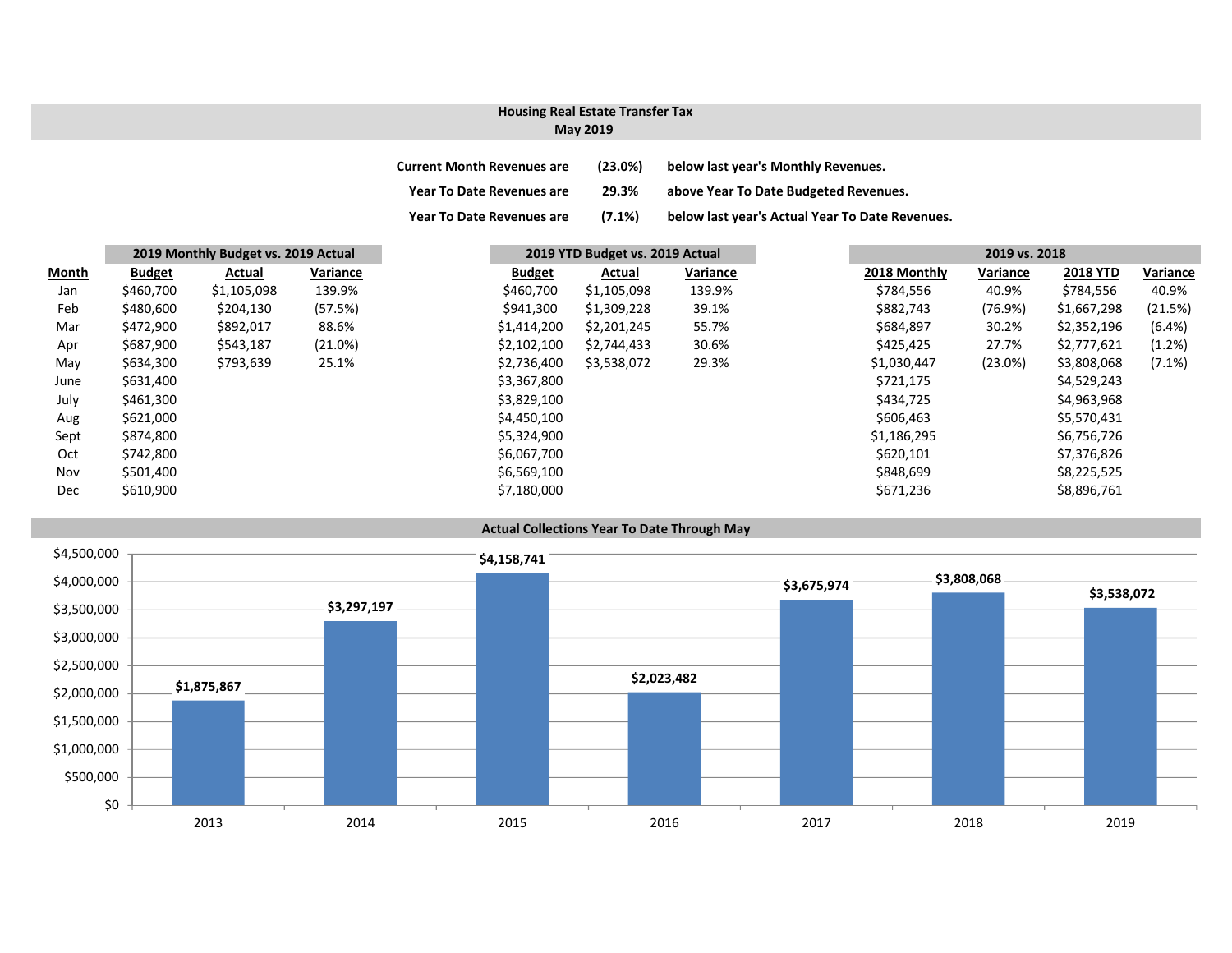# Housing Real Estate Transfer Tax
## May 2019

| | | |
|---|---|---|
| **Current Month Revenues are** | **(23.0%)** | **below last year's Monthly Revenues.** |
| **Year To Date Revenues are** | **29.3%** | **above Year To Date Budgeted Revenues.** |
| **Year To Date Revenues are** | **(7.1%)** | **below last year's Actual Year To Date Revenues.** |

| | 2019 Monthly Budget vs. 2019 Actual | | | 2019 YTD Budget vs. 2019 Actual | | | 2019 vs. 2018 | | | |
|---|---|---|---|---|---|---|---|---|---|---|
| **Month** | **Budget** | **Actual** | **Variance** | **Budget** | **Actual** | **Variance** | **2018 Monthly** | **Variance** | **2018 YTD** | **Variance** |
| Jan | $460,700 | $1,105,098 | 139.9% | $460,700 | $1,105,098 | 139.9% | $784,556 | 40.9% | $784,556 | 40.9% |
| Feb | $480,600 | $204,130 | (57.5%) | $941,300 | $1,309,228 | 39.1% | $882,743 | (76.9%) | $1,667,298 | (21.5%) |
| Mar | $472,900 | $892,017 | 88.6% | $1,414,200 | $2,201,245 | 55.7% | $684,897 | 30.2% | $2,352,196 | (6.4%) |
| Apr | $687,900 | $543,187 | (21.0%) | $2,102,100 | $2,744,433 | 30.6% | $425,425 | 27.7% | $2,777,621 | (1.2%) |
| May | $634,300 | $793,639 | 25.1% | $2,736,400 | $3,538,072 | 29.3% | $1,030,447 | (23.0%) | $3,808,068 | (7.1%) |
| June | $631,400 | | | $3,367,800 | | | $721,175 | | $4,529,243 | |
| July | $461,300 | | | $3,829,100 | | | $434,725 | | $4,963,968 | |
| Aug | $621,000 | | | $4,450,100 | | | $606,463 | | $5,570,431 | |
| Sept | $874,800 | | | $5,324,900 | | | $1,186,295 | | $6,756,726 | |
| Oct | $742,800 | | | $6,067,700 | | | $620,101 | | $7,376,826 | |
| Nov | $501,400 | | | $6,569,100 | | | $848,699 | | $8,225,525 | |
| Dec | $610,900 | | | $7,180,000 | | | $671,236 | | $8,896,761 | |

## Actual Collections Year To Date Through May

| Year | Actual Collections |
|---|---|
| 2013 | $1,875,867 |
| 2014 | $3,297,197 |
| 2015 | $4,158,741 |
| 2016 | $2,023,482 |
| 2017 | $3,675,974 |
| 2018 | $3,808,068 |
| 2019 | $3,538,072 |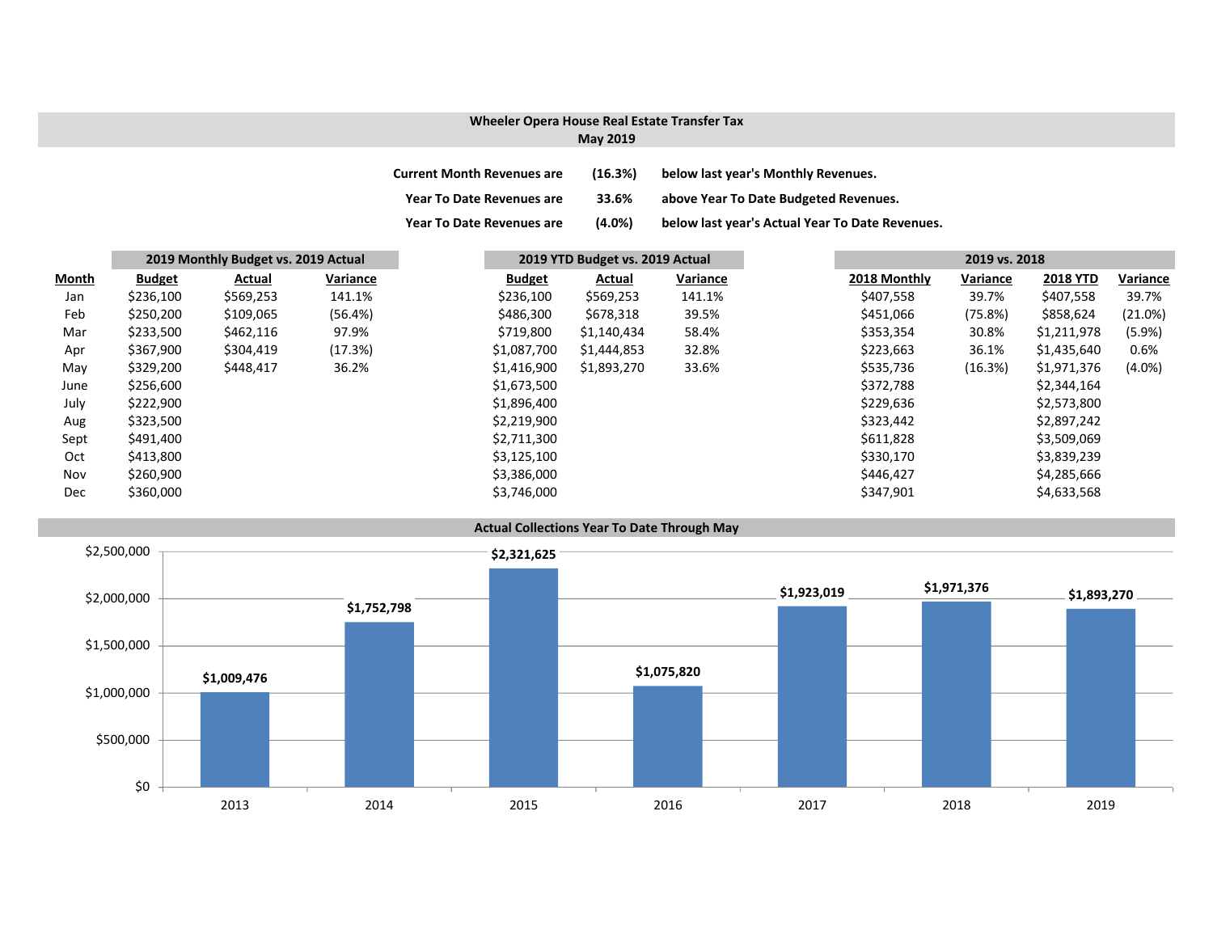# Wheeler Opera House Real Estate Transfer Tax
## May 2019

Current Month Revenues are (16.3%) below last year's Monthly Revenues.

Year To Date Revenues are 33.6% above Year To Date Budgeted Revenues.

Year To Date Revenues are (4.0%) below last year's Actual Year To Date Revenues.

| | 2019 Monthly Budget vs. 2019 Actual | | | 2019 YTD Budget vs. 2019 Actual | | | 2019 vs. 2018 | | | |
|---|---|---|---|---|---|---|---|---|---|---|
| Month | Budget | Actual | Variance | Budget | Actual | Variance | 2018 Monthly | Variance | 2018 YTD | Variance |
| Jan | $236,100 | $569,253 | 141.1% | $236,100 | $569,253 | 141.1% | $407,558 | 39.7% | $407,558 | 39.7% |
| Feb | $250,200 | $109,065 | (56.4%) | $486,300 | $678,318 | 39.5% | $451,066 | (75.8%) | $858,624 | (21.0%) |
| Mar | $233,500 | $462,116 | 97.9% | $719,800 | $1,140,434 | 58.4% | $353,354 | 30.8% | $1,211,978 | (5.9%) |
| Apr | $367,900 | $304,419 | (17.3%) | $1,087,700 | $1,444,853 | 32.8% | $223,663 | 36.1% | $1,435,640 | 0.6% |
| May | $329,200 | $448,417 | 36.2% | $1,416,900 | $1,893,270 | 33.6% | $535,736 | (16.3%) | $1,971,376 | (4.0%) |
| June | $256,600 | | | $1,673,500 | | | $372,788 | | $2,344,164 | |
| July | $222,900 | | | $1,896,400 | | | $229,636 | | $2,573,800 | |
| Aug | $323,500 | | | $2,219,900 | | | $323,442 | | $2,897,242 | |
| Sept | $491,400 | | | $2,711,300 | | | $611,828 | | $3,509,069 | |
| Oct | $413,800 | | | $3,125,100 | | | $330,170 | | $3,839,239 | |
| Nov | $260,900 | | | $3,386,000 | | | $446,427 | | $4,285,666 | |
| Dec | $360,000 | | | $3,746,000 | | | $347,901 | | $4,633,568 | |

## Actual Collections Year To Date Through May

$2,500,000
$2,000,000
$1,500,000
$1,000,000
$500,000
$0

2013: $1,009,476
2014: $1,752,798
2015: $2,321,625
2016: $1,075,820
2017: $1,923,019
2018: $1,971,376
2019: $1,893,270